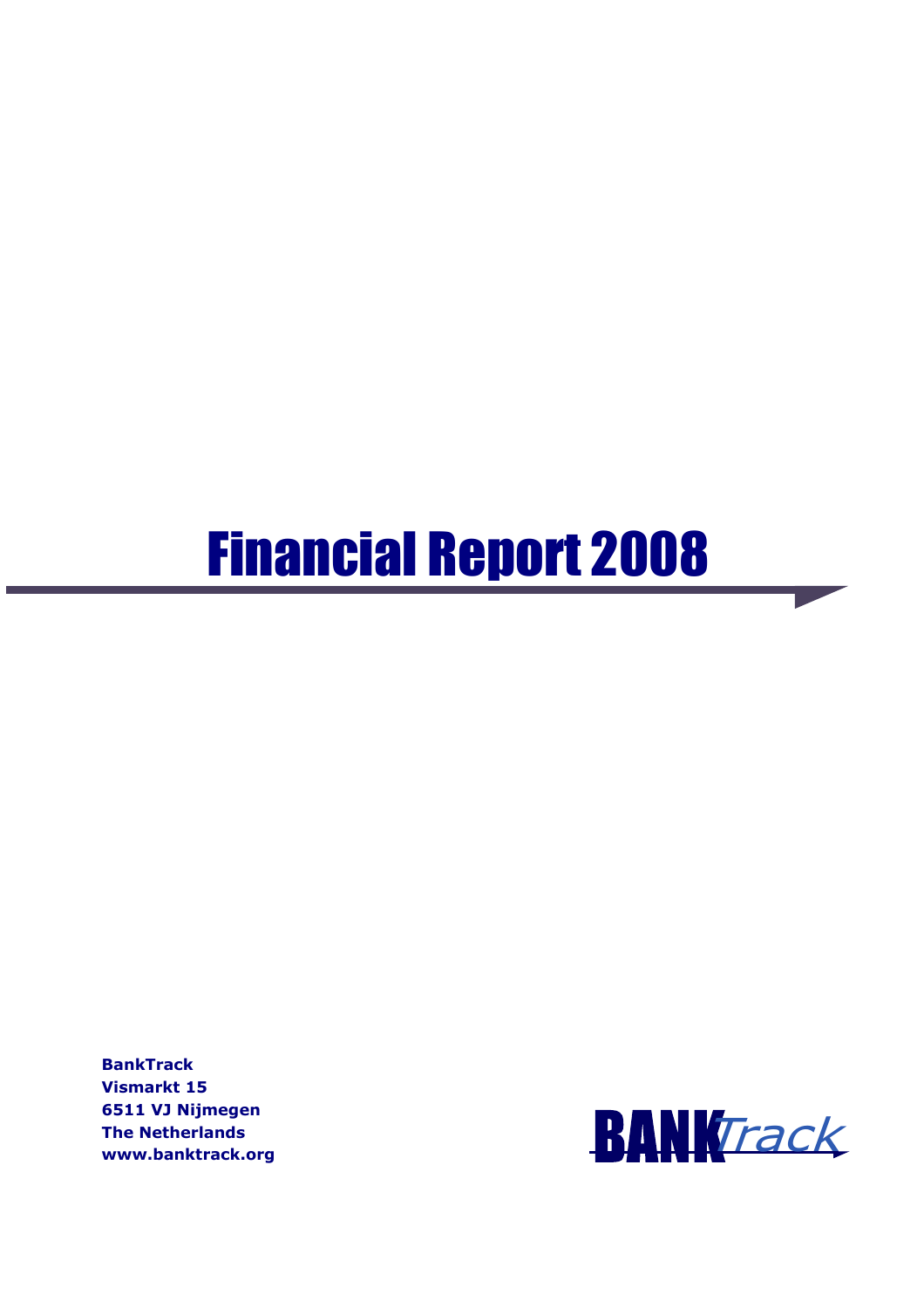# Financial Report 2008

**BankTrack**
**Vismarkt 15**
**6511 VJ Nijmegen**
**The Netherlands**
**www.banktrack.org**

BANK*Track*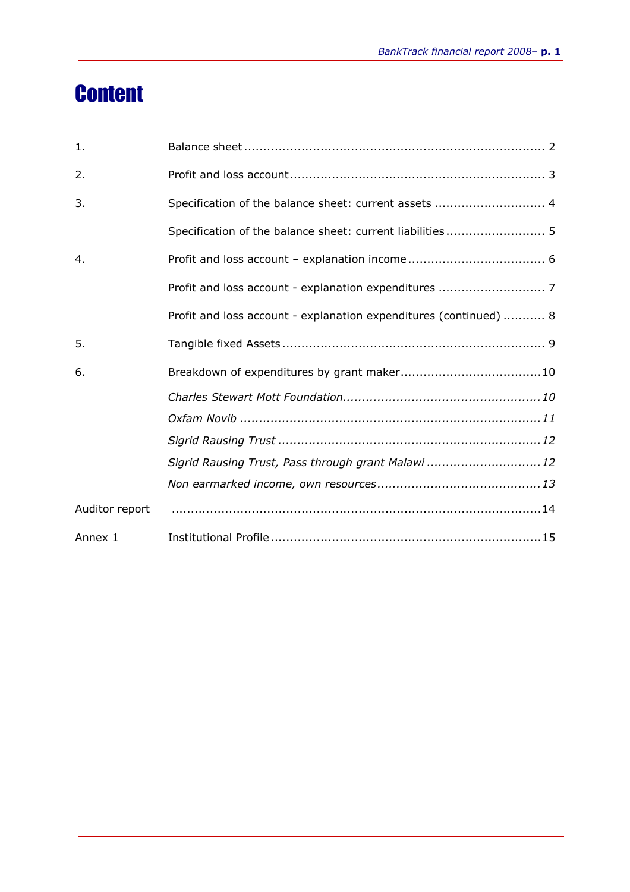# Content

| | | |
|---|---|---|
| 1. | Balance sheet | 2 |
| 2. | Profit and loss account | 3 |
| 3. | Specification of the balance sheet: current assets | 4 |
| | Specification of the balance sheet: current liabilities | 5 |
| 4. | Profit and loss account – explanation income | 6 |
| | Profit and loss account - explanation expenditures | 7 |
| | Profit and loss account - explanation expenditures (continued) | 8 |
| 5. | Tangible fixed Assets | 9 |
| 6. | Breakdown of expenditures by grant maker | 10 |
| | *Charles Stewart Mott Foundation* | *10* |
| | *Oxfam Novib* | *11* |
| | *Sigrid Rausing Trust* | *12* |
| | *Sigrid Rausing Trust, Pass through grant Malawi* | *12* |
| | *Non earmarked income, own resources* | *13* |
| Auditor report | | 14 |
| Annex 1 | Institutional Profile | 15 |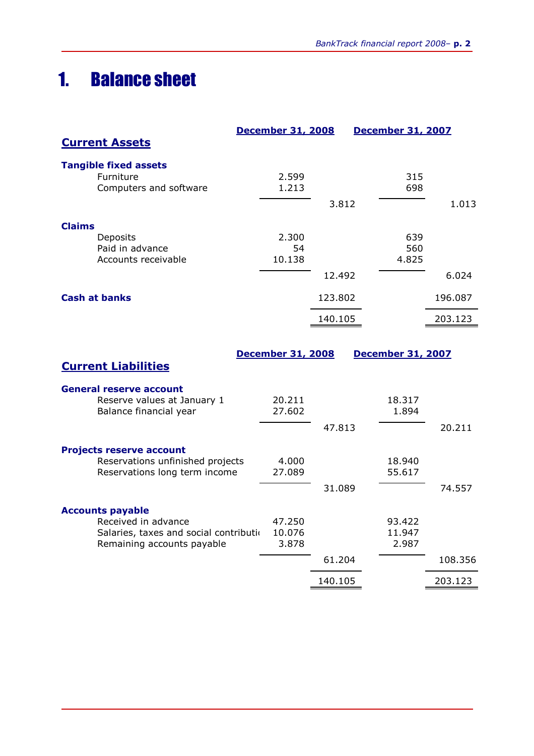# 1. Balance sheet

| | December 31, 2008 | | December 31, 2007 | |
|---|---|---|---|---|
| **Current Assets** | | | | |
| **Tangible fixed assets** | | | | |
| Furniture | 2.599 | | 315 | |
| Computers and software | 1.213 | | 698 | |
| | | 3.812 | | 1.013 |
| **Claims** | | | | |
| Deposits | 2.300 | | 639 | |
| Paid in advance | 54 | | 560 | |
| Accounts receivable | 10.138 | | 4.825 | |
| | | 12.492 | | 6.024 |
| **Cash at banks** | | 123.802 | | 196.087 |
| | | 140.105 | | 203.123 |

| | December 31, 2008 | | December 31, 2007 | |
|---|---|---|---|---|
| **Current Liabilities** | | | | |
| **General reserve account** | | | | |
| Reserve values at January 1 | 20.211 | | 18.317 | |
| Balance financial year | 27.602 | | 1.894 | |
| | | 47.813 | | 20.211 |
| **Projects reserve account** | | | | |
| Reservations unfinished projects | 4.000 | | 18.940 | |
| Reservations long term income | 27.089 | | 55.617 | |
| | | 31.089 | | 74.557 |
| **Accounts payable** | | | | |
| Received in advance | 47.250 | | 93.422 | |
| Salaries, taxes and social contributi | 10.076 | | 11.947 | |
| Remaining accounts payable | 3.878 | | 2.987 | |
| | | 61.204 | | 108.356 |
| | | 140.105 | | 203.123 |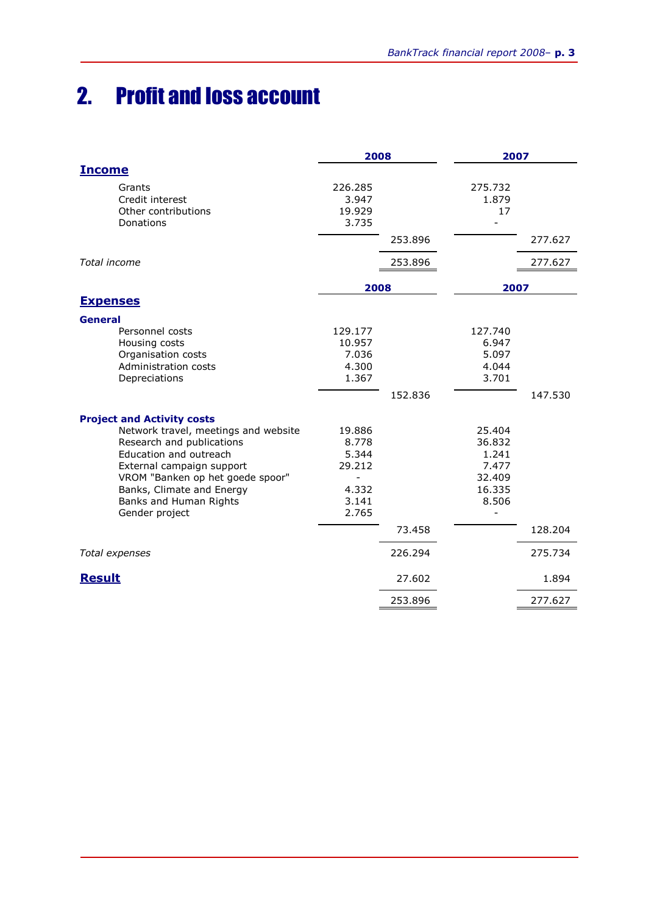# 2. Profit and loss account

| | 2008 | | 2007 | |
|---|---|---|---|---|
| **Income** | | | | |
| Grants | 226.285 | | 275.732 | |
| Credit interest | 3.947 | | 1.879 | |
| Other contributions | 19.929 | | 17 | |
| Donations | 3.735 | | - | |
| | | 253.896 | | 277.627 |
| *Total income* | | 253.896 | | 277.627 |

| | 2008 | | 2007 | |
|---|---|---|---|---|
| **Expenses** | | | | |
| **General** | | | | |
| Personnel costs | 129.177 | | 127.740 | |
| Housing costs | 10.957 | | 6.947 | |
| Organisation costs | 7.036 | | 5.097 | |
| Administration costs | 4.300 | | 4.044 | |
| Depreciations | 1.367 | | 3.701 | |
| | | 152.836 | | 147.530 |
| **Project and Activity costs** | | | | |
| Network travel, meetings and website | 19.886 | | 25.404 | |
| Research and publications | 8.778 | | 36.832 | |
| Education and outreach | 5.344 | | 1.241 | |
| External campaign support | 29.212 | | 7.477 | |
| VROM "Banken op het goede spoor" | - | | 32.409 | |
| Banks, Climate and Energy | 4.332 | | 16.335 | |
| Banks and Human Rights | 3.141 | | 8.506 | |
| Gender project | 2.765 | | - | |
| | | 73.458 | | 128.204 |
| *Total expenses* | | 226.294 | | 275.734 |
| **Result** | | 27.602 | | 1.894 |
| | | 253.896 | | 277.627 |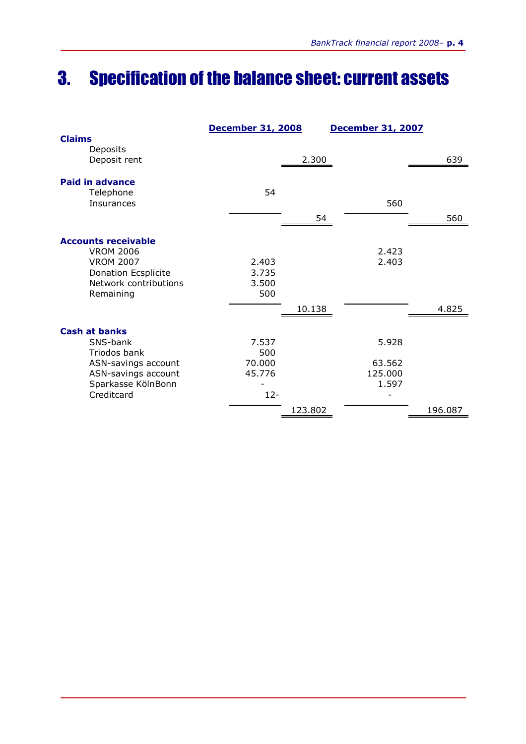# 3. Specification of the balance sheet: current assets

| | December 31, 2008 | | December 31, 2007 | |
|---|---|---|---|---|
| **Claims** | | | | |
| Deposits | | | | |
| Deposit rent | | 2.300 | | 639 |
| **Paid in advance** | | | | |
| Telephone | 54 | | | |
| Insurances | | | 560 | |
| | | 54 | | 560 |
| **Accounts receivable** | | | | |
| VROM 2006 | | | 2.423 | |
| VROM 2007 | 2.403 | | 2.403 | |
| Donation Ecsplicite | 3.735 | | | |
| Network contributions | 3.500 | | | |
| Remaining | 500 | | | |
| | | 10.138 | | 4.825 |
| **Cash at banks** | | | | |
| SNS-bank | 7.537 | | 5.928 | |
| Triodos bank | 500 | | | |
| ASN-savings account | 70.000 | | 63.562 | |
| ASN-savings account | 45.776 | | 125.000 | |
| Sparkasse KölnBonn | - | | 1.597 | |
| Creditcard | 12- | | - | |
| | | 123.802 | | 196.087 |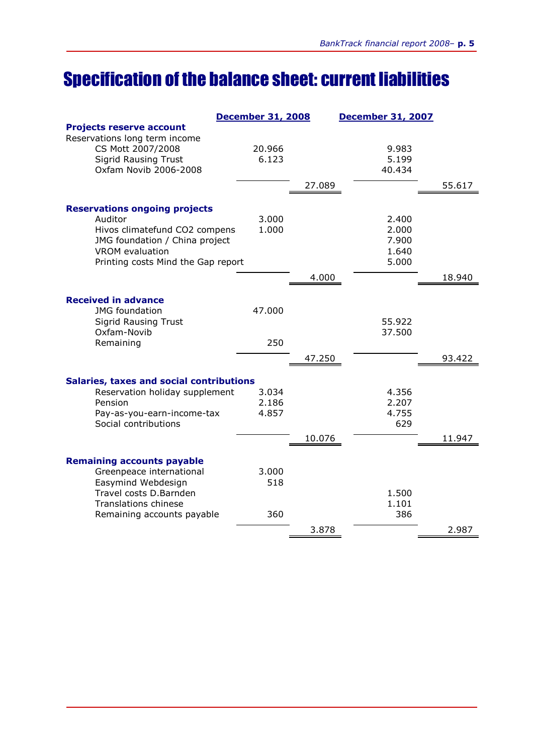# Specification of the balance sheet: current liabilities

| | December 31, 2008 | | December 31, 2007 | |
|---|---|---|---|---|
| **Projects reserve account** | | | | |
| Reservations long term income | | | | |
| CS Mott 2007/2008 | 20.966 | | 9.983 | |
| Sigrid Rausing Trust | 6.123 | | 5.199 | |
| Oxfam Novib 2006-2008 | | | 40.434 | |
| | | 27.089 | | 55.617 |
| **Reservations ongoing projects** | | | | |
| Auditor | 3.000 | | 2.400 | |
| Hivos climatefund CO2 compens | 1.000 | | 2.000 | |
| JMG foundation / China project | | | 7.900 | |
| VROM evaluation | | | 1.640 | |
| Printing costs Mind the Gap report | | | 5.000 | |
| | | 4.000 | | 18.940 |
| **Received in advance** | | | | |
| JMG foundation | 47.000 | | | |
| Sigrid Rausing Trust | | | 55.922 | |
| Oxfam-Novib | | | 37.500 | |
| Remaining | 250 | | | |
| | | 47.250 | | 93.422 |
| **Salaries, taxes and social contributions** | | | | |
| Reservation holiday supplement | 3.034 | | 4.356 | |
| Pension | 2.186 | | 2.207 | |
| Pay-as-you-earn-income-tax | 4.857 | | 4.755 | |
| Social contributions | | | 629 | |
| | | 10.076 | | 11.947 |
| **Remaining accounts payable** | | | | |
| Greenpeace international | 3.000 | | | |
| Easymind Webdesign | 518 | | | |
| Travel costs D.Barnden | | | 1.500 | |
| Translations chinese | | | 1.101 | |
| Remaining accounts payable | 360 | | 386 | |
| | | 3.878 | | 2.987 |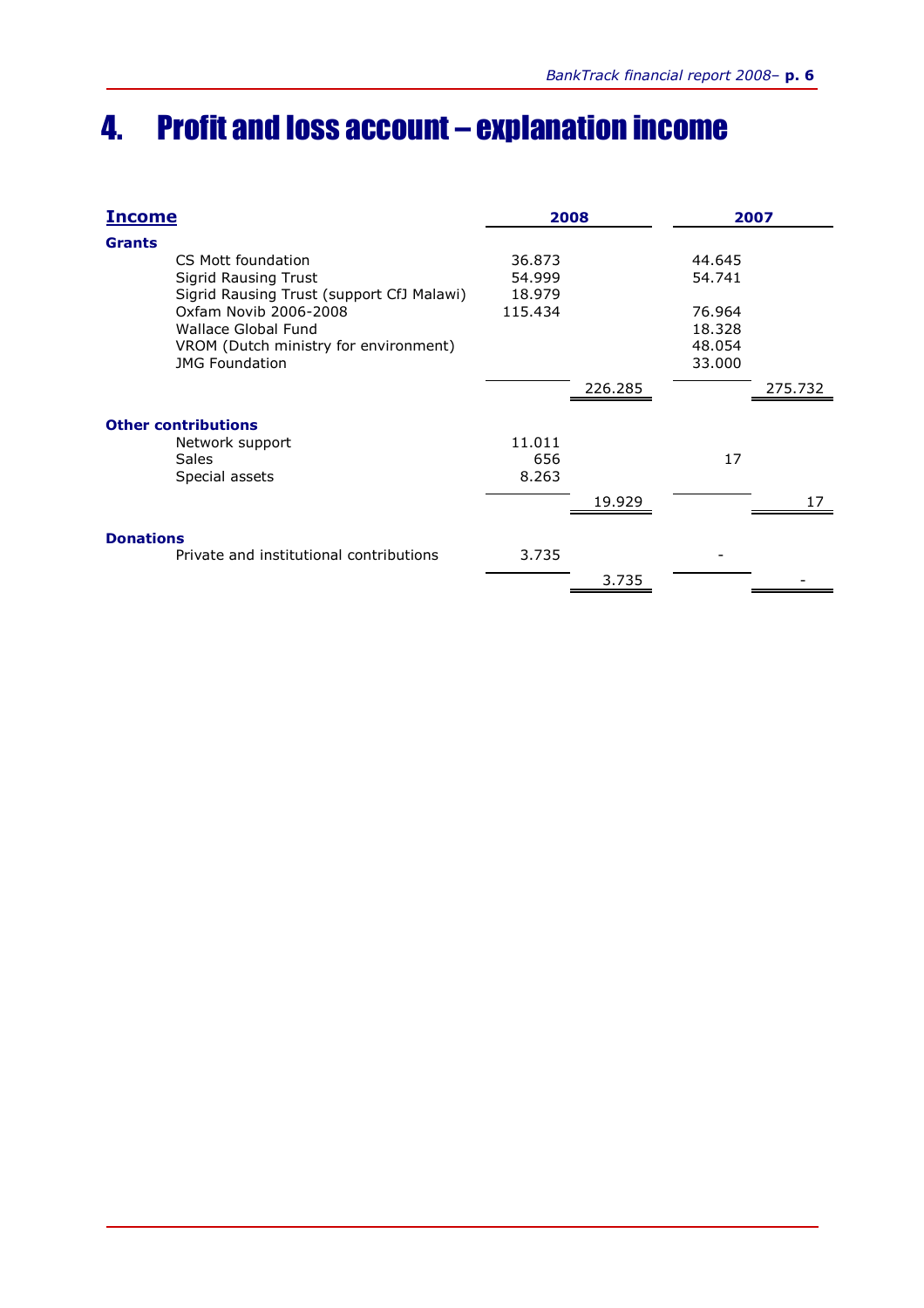# 4. Profit and loss account – explanation income

| **Income** | **2008** | | **2007** | |
|---|---|---|---|---|
| **Grants** | | | | |
| CS Mott foundation | 36.873 | | 44.645 | |
| Sigrid Rausing Trust | 54.999 | | 54.741 | |
| Sigrid Rausing Trust (support CfJ Malawi) | 18.979 | | | |
| Oxfam Novib 2006-2008 | 115.434 | | 76.964 | |
| Wallace Global Fund | | | 18.328 | |
| VROM (Dutch ministry for environment) | | | 48.054 | |
| JMG Foundation | | | 33.000 | |
| | | 226.285 | | 275.732 |
| **Other contributions** | | | | |
| Network support | 11.011 | | | |
| Sales | 656 | | 17 | |
| Special assets | 8.263 | | | |
| | | 19.929 | | 17 |
| **Donations** | | | | |
| Private and institutional contributions | 3.735 | | - | |
| | | 3.735 | | - |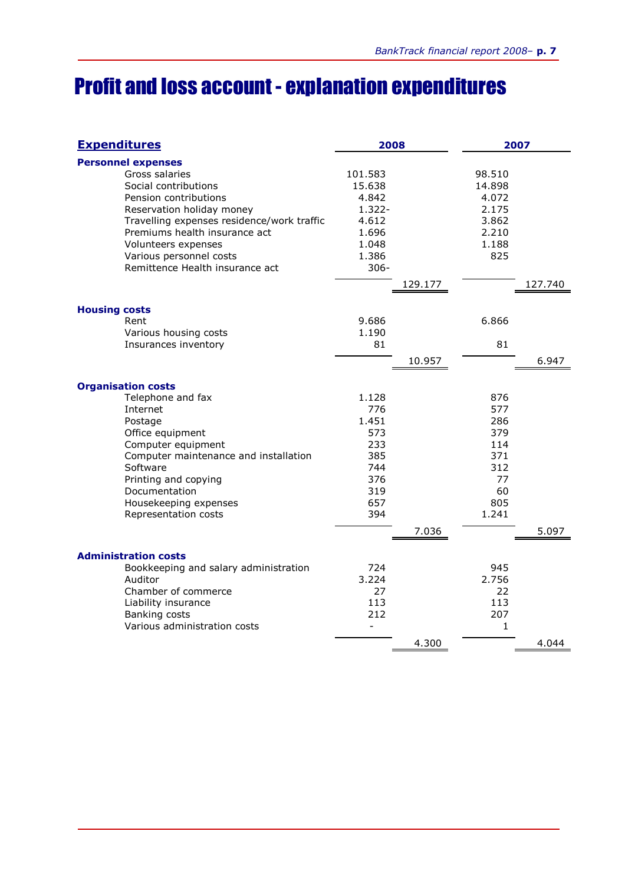# Profit and loss account - explanation expenditures

| Expenditures | 2008 | | 2007 | |
|---|---|---|---|---|
| **Personnel expenses** | | | | |
| Gross salaries | 101.583 | | 98.510 | |
| Social contributions | 15.638 | | 14.898 | |
| Pension contributions | 4.842 | | 4.072 | |
| Reservation holiday money | 1.322- | | 2.175 | |
| Travelling expenses residence/work traffic | 4.612 | | 3.862 | |
| Premiums health insurance act | 1.696 | | 2.210 | |
| Volunteers expenses | 1.048 | | 1.188 | |
| Various personnel costs | 1.386 | | 825 | |
| Remittence Health insurance act | 306- | | | |
| | | 129.177 | | 127.740 |
| **Housing costs** | | | | |
| Rent | 9.686 | | 6.866 | |
| Various housing costs | 1.190 | | | |
| Insurances inventory | 81 | | 81 | |
| | | 10.957 | | 6.947 |
| **Organisation costs** | | | | |
| Telephone and fax | 1.128 | | 876 | |
| Internet | 776 | | 577 | |
| Postage | 1.451 | | 286 | |
| Office equipment | 573 | | 379 | |
| Computer equipment | 233 | | 114 | |
| Computer maintenance and installation | 385 | | 371 | |
| Software | 744 | | 312 | |
| Printing and copying | 376 | | 77 | |
| Documentation | 319 | | 60 | |
| Housekeeping expenses | 657 | | 805 | |
| Representation costs | 394 | | 1.241 | |
| | | 7.036 | | 5.097 |
| **Administration costs** | | | | |
| Bookkeeping and salary administration | 724 | | 945 | |
| Auditor | 3.224 | | 2.756 | |
| Chamber of commerce | 27 | | 22 | |
| Liability insurance | 113 | | 113 | |
| Banking costs | 212 | | 207 | |
| Various administration costs | - | | 1 | |
| | | 4.300 | | 4.044 |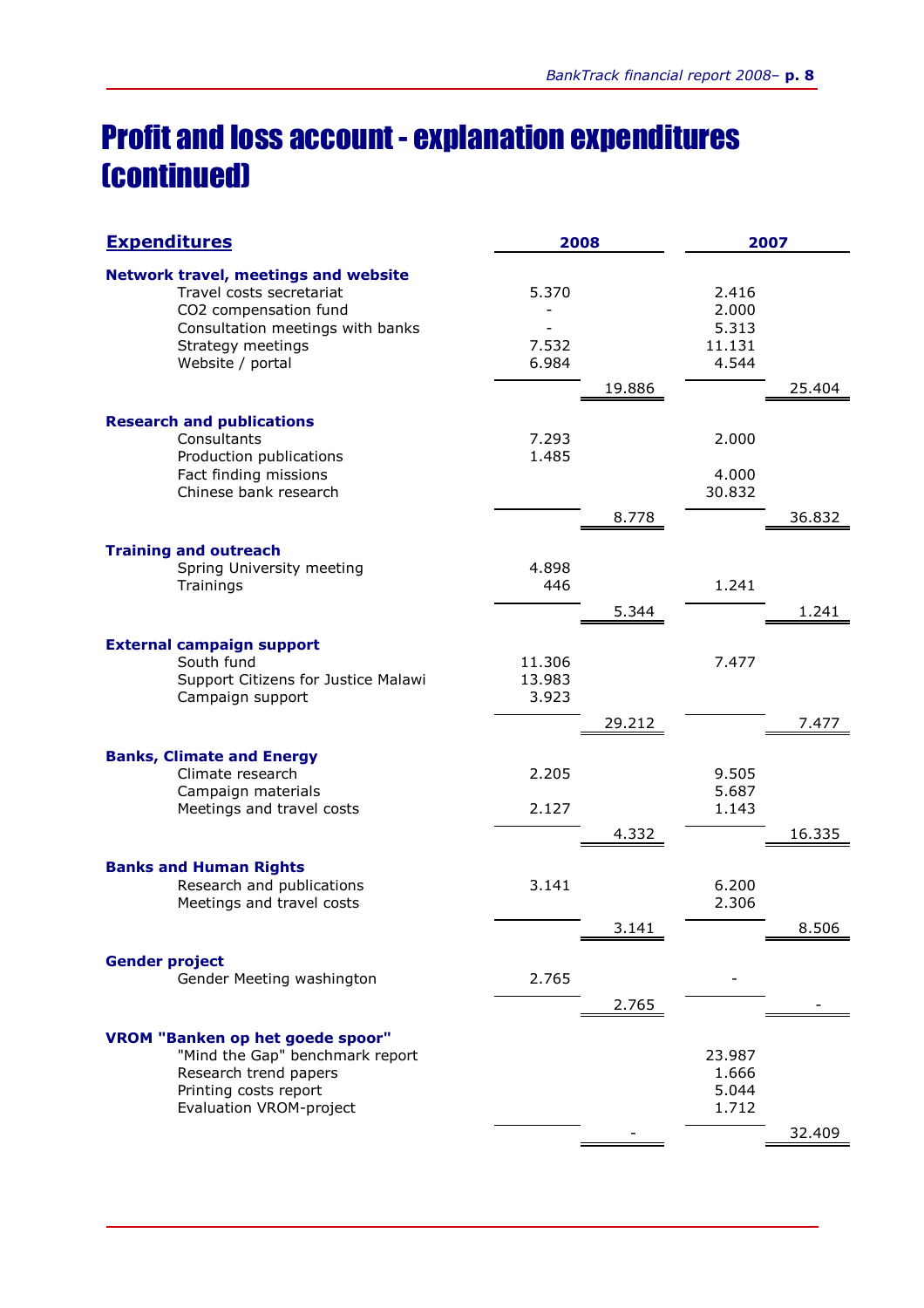# Profit and loss account - explanation expenditures (continued)

| Expenditures | 2008 | | 2007 | |
|---|---|---|---|---|
| **Network travel, meetings and website** | | | | |
| Travel costs secretariat | 5.370 | | 2.416 | |
| CO2 compensation fund | - | | 2.000 | |
| Consultation meetings with banks | - | | 5.313 | |
| Strategy meetings | 7.532 | | 11.131 | |
| Website / portal | 6.984 | | 4.544 | |
| | | 19.886 | | 25.404 |
| **Research and publications** | | | | |
| Consultants | 7.293 | | 2.000 | |
| Production publications | 1.485 | | | |
| Fact finding missions | | | 4.000 | |
| Chinese bank research | | | 30.832 | |
| | | 8.778 | | 36.832 |
| **Training and outreach** | | | | |
| Spring University meeting | 4.898 | | | |
| Trainings | 446 | | 1.241 | |
| | | 5.344 | | 1.241 |
| **External campaign support** | | | | |
| South fund | 11.306 | | 7.477 | |
| Support Citizens for Justice Malawi | 13.983 | | | |
| Campaign support | 3.923 | | | |
| | | 29.212 | | 7.477 |
| **Banks, Climate and Energy** | | | | |
| Climate research | 2.205 | | 9.505 | |
| Campaign materials | | | 5.687 | |
| Meetings and travel costs | 2.127 | | 1.143 | |
| | | 4.332 | | 16.335 |
| **Banks and Human Rights** | | | | |
| Research and publications | 3.141 | | 6.200 | |
| Meetings and travel costs | | | 2.306 | |
| | | 3.141 | | 8.506 |
| **Gender project** | | | | |
| Gender Meeting washington | 2.765 | | - | |
| | | 2.765 | | - |
| **VROM "Banken op het goede spoor"** | | | | |
| "Mind the Gap" benchmark report | | | 23.987 | |
| Research trend papers | | | 1.666 | |
| Printing costs report | | | 5.044 | |
| Evaluation VROM-project | | | 1.712 | |
| | | - | | 32.409 |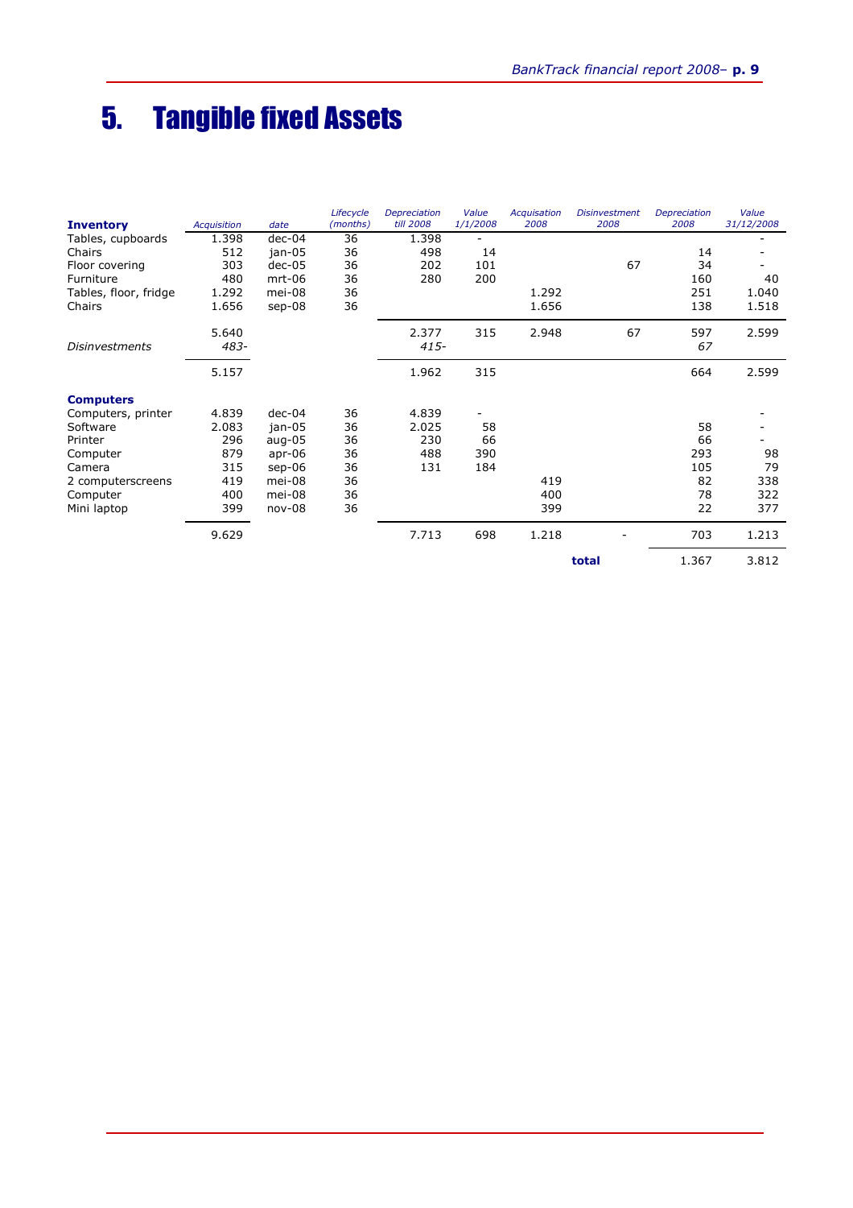# 5. Tangible fixed Assets

| **Inventory** | *Acquisition* | *date* | *Lifecycle (months)* | *Depreciation till 2008* | *Value 1/1/2008* | *Acquisation 2008* | *Disinvestment 2008* | *Depreciation 2008* | *Value 31/12/2008* |
|---|---|---|---|---|---|---|---|---|---|
| Tables, cupboards | 1.398 | dec-04 | 36 | 1.398 | - | | | | - |
| Chairs | 512 | jan-05 | 36 | 498 | 14 | | | 14 | - |
| Floor covering | 303 | dec-05 | 36 | 202 | 101 | | 67 | 34 | - |
| Furniture | 480 | mrt-06 | 36 | 280 | 200 | | | 160 | 40 |
| Tables, floor, fridge | 1.292 | mei-08 | 36 | | | 1.292 | | 251 | 1.040 |
| Chairs | 1.656 | sep-08 | 36 | | | 1.656 | | 138 | 1.518 |
| | 5.640 | | | 2.377 | 315 | 2.948 | 67 | 597 | 2.599 |
| *Disinvestments* | *483-* | | | *415-* | | | | *67* | |
| | 5.157 | | | 1.962 | 315 | | | 664 | 2.599 |
| **Computers** | | | | | | | | | |
| Computers, printer | 4.839 | dec-04 | 36 | 4.839 | - | | | | - |
| Software | 2.083 | jan-05 | 36 | 2.025 | 58 | | | 58 | - |
| Printer | 296 | aug-05 | 36 | 230 | 66 | | | 66 | - |
| Computer | 879 | apr-06 | 36 | 488 | 390 | | | 293 | 98 |
| Camera | 315 | sep-06 | 36 | 131 | 184 | | | 105 | 79 |
| 2 computerscreens | 419 | mei-08 | 36 | | | 419 | | 82 | 338 |
| Computer | 400 | mei-08 | 36 | | | 400 | | 78 | 322 |
| Mini laptop | 399 | nov-08 | 36 | | | 399 | | 22 | 377 |
| | 9.629 | | | 7.713 | 698 | 1.218 | - | 703 | 1.213 |
| | | | | | | | **total** | 1.367 | 3.812 |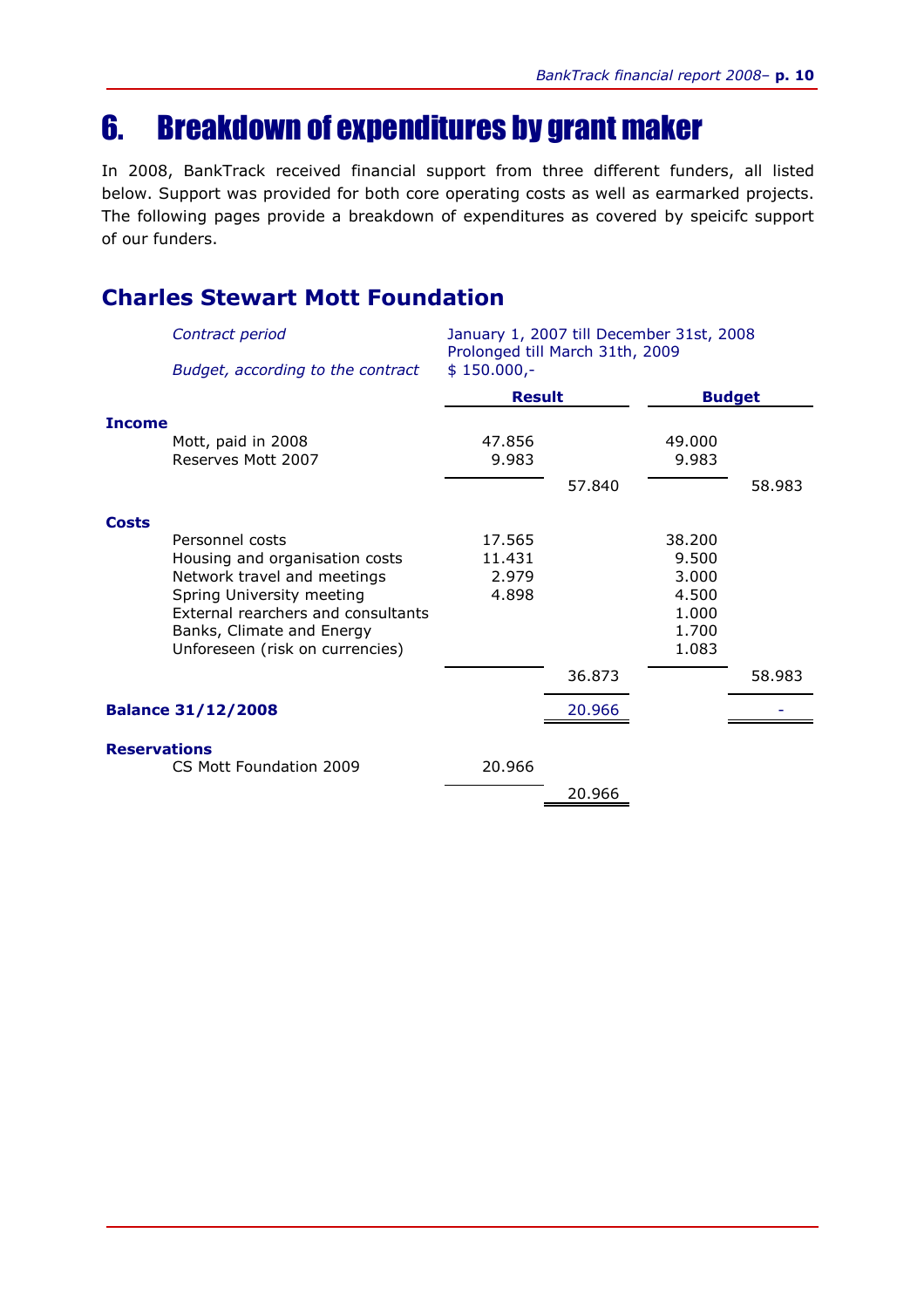# 6. Breakdown of expenditures by grant maker

In 2008, BankTrack received financial support from three different funders, all listed below. Support was provided for both core operating costs as well as earmarked projects. The following pages provide a breakdown of expenditures as covered by speicifc support of our funders.

## Charles Stewart Mott Foundation

| | | |
|---|---|---|
| *Contract period* | January 1, 2007 till December 31st, 2008<br>Prolonged till March 31th, 2009 |
| *Budget, according to the contract* | $ 150.000,- |

| | Result | | Budget | |
|---|---|---|---|---|
| **Income** | | | | |
| Mott, paid in 2008 | 47.856 | | 49.000 | |
| Reserves Mott 2007 | 9.983 | | 9.983 | |
| | | 57.840 | | 58.983 |
| **Costs** | | | | |
| Personnel costs | 17.565 | | 38.200 | |
| Housing and organisation costs | 11.431 | | 9.500 | |
| Network travel and meetings | 2.979 | | 3.000 | |
| Spring University meeting | 4.898 | | 4.500 | |
| External rearchers and consultants | | | 1.000 | |
| Banks, Climate and Energy | | | 1.700 | |
| Unforeseen (risk on currencies) | | | 1.083 | |
| | | 36.873 | | 58.983 |
| **Balance 31/12/2008** | | 20.966 | | - |
| **Reservations** | | | | |
| CS Mott Foundation 2009 | 20.966 | | | |
| | | 20.966 | | |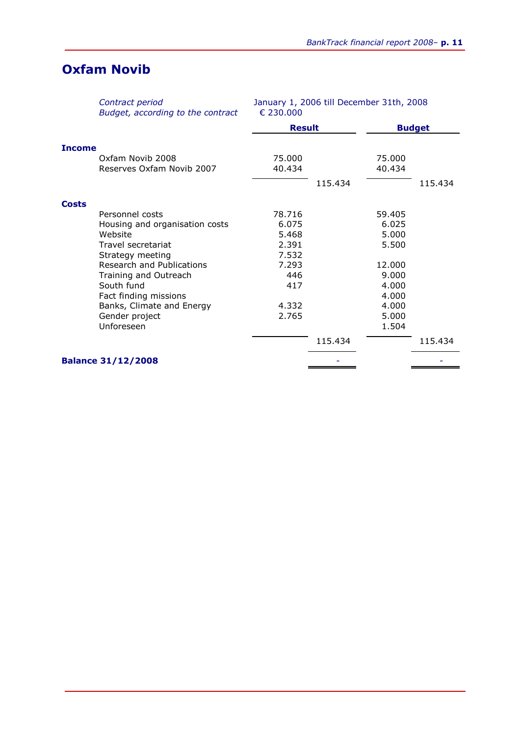## Oxfam Novib

| | | | | |
|---|---|---|---|---|
| *Contract period* | January 1, 2006 till December 31th, 2008 | | | |
| *Budget, according to the contract* | € 230.000 | | | |

| | **Result** | | **Budget** | |
|---|---|---|---|---|
| **Income** | | | | |
| Oxfam Novib 2008 | 75.000 | | 75.000 | |
| Reserves Oxfam Novib 2007 | 40.434 | | 40.434 | |
| | | 115.434 | | 115.434 |
| **Costs** | | | | |
| Personnel costs | 78.716 | | 59.405 | |
| Housing and organisation costs | 6.075 | | 6.025 | |
| Website | 5.468 | | 5.000 | |
| Travel secretariat | 2.391 | | 5.500 | |
| Strategy meeting | 7.532 | | | |
| Research and Publications | 7.293 | | 12.000 | |
| Training and Outreach | 446 | | 9.000 | |
| South fund | 417 | | 4.000 | |
| Fact finding missions | | | 4.000 | |
| Banks, Climate and Energy | 4.332 | | 4.000 | |
| Gender project | 2.765 | | 5.000 | |
| Unforeseen | | | 1.504 | |
| | | 115.434 | | 115.434 |
| **Balance 31/12/2008** | | - | | - |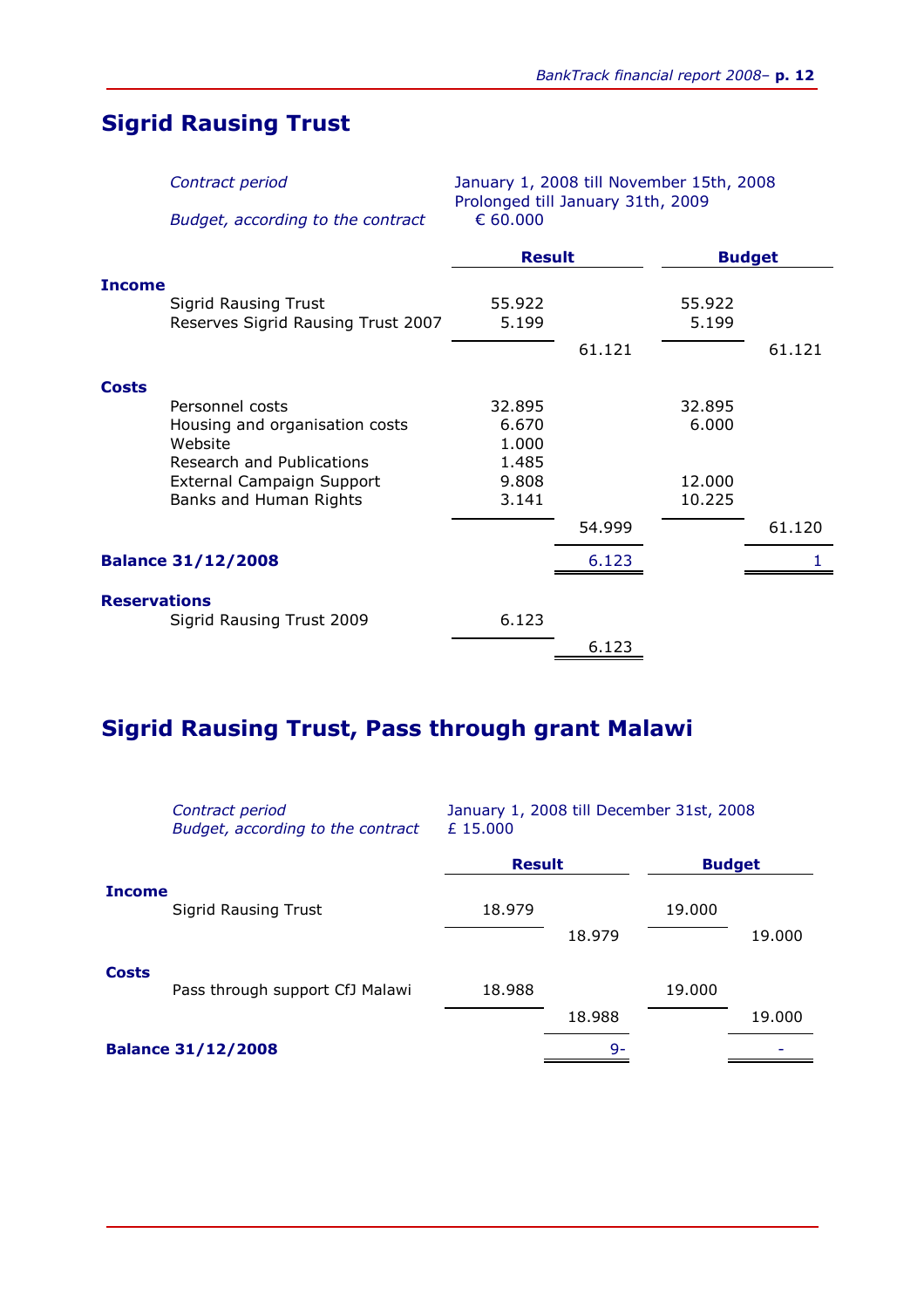## Sigrid Rausing Trust

| | |
|---|---|
| *Contract period* | January 1, 2008 till November 15th, 2008<br>Prolonged till January 31th, 2009 |
| *Budget, according to the contract* | € 60.000 |

| | Result | | Budget | |
|---|---|---|---|---|
| **Income** | | | | |
| Sigrid Rausing Trust | 55.922 | | 55.922 | |
| Reserves Sigrid Rausing Trust 2007 | 5.199 | | 5.199 | |
| | | 61.121 | | 61.121 |
| **Costs** | | | | |
| Personnel costs | 32.895 | | 32.895 | |
| Housing and organisation costs | 6.670 | | 6.000 | |
| Website | 1.000 | | | |
| Research and Publications | 1.485 | | | |
| External Campaign Support | 9.808 | | 12.000 | |
| Banks and Human Rights | 3.141 | | 10.225 | |
| | | 54.999 | | 61.120 |
| **Balance 31/12/2008** | | 6.123 | | 1 |
| **Reservations** | | | | |
| Sigrid Rausing Trust 2009 | 6.123 | | | |
| | | 6.123 | | |

## Sigrid Rausing Trust, Pass through grant Malawi

| | |
|---|---|
| *Contract period* | January 1, 2008 till December 31st, 2008 |
| *Budget, according to the contract* | £ 15.000 |

| | Result | | Budget | |
|---|---|---|---|---|
| **Income** | | | | |
| Sigrid Rausing Trust | 18.979 | | 19.000 | |
| | | 18.979 | | 19.000 |
| **Costs** | | | | |
| Pass through support CfJ Malawi | 18.988 | | 19.000 | |
| | | 18.988 | | 19.000 |
| **Balance 31/12/2008** | | 9- | | - |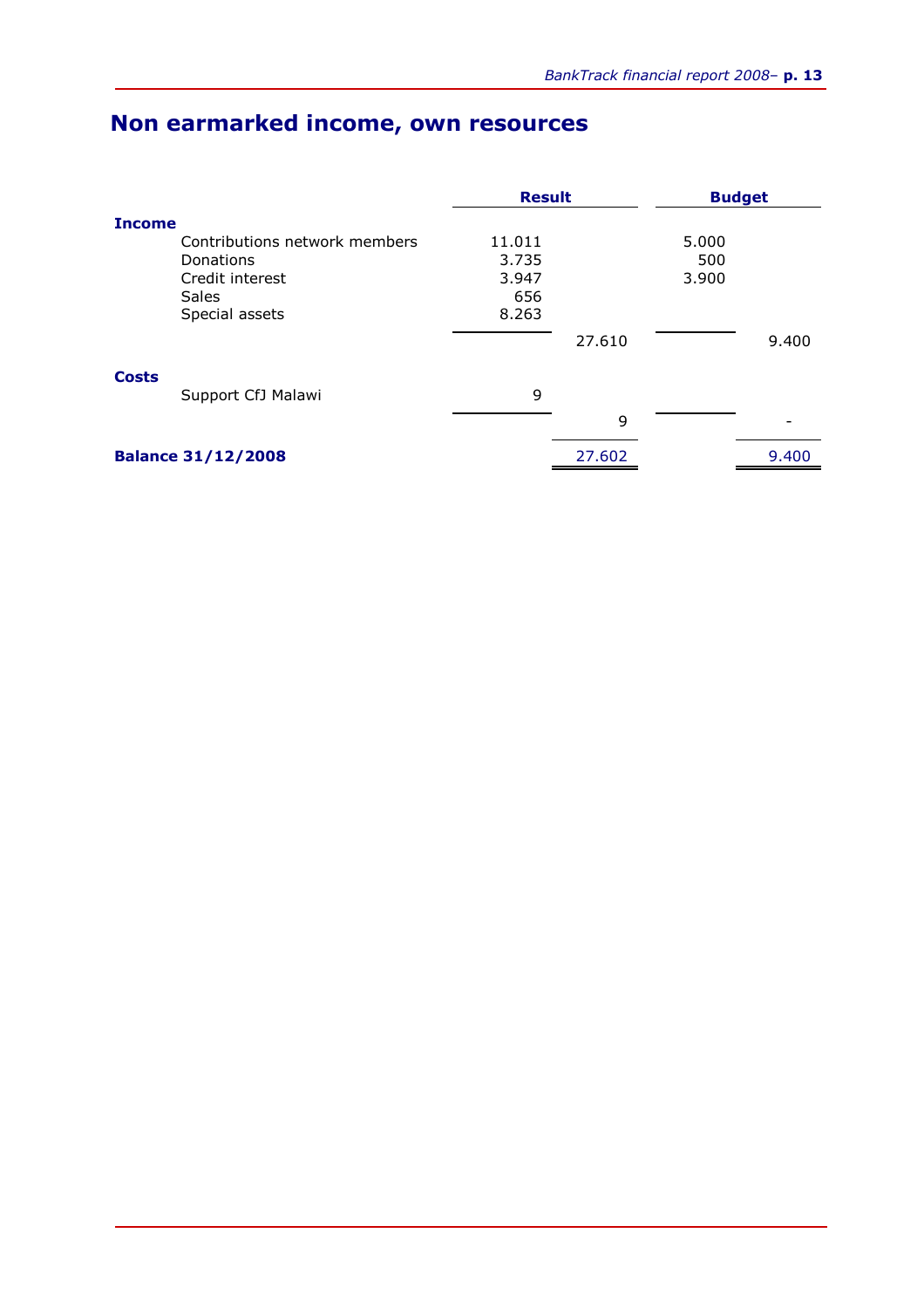# Non earmarked income, own resources

| | Result | | Budget | |
|---|---|---|---|---|
| **Income** | | | | |
| Contributions network members | 11.011 | | 5.000 | |
| Donations | 3.735 | | 500 | |
| Credit interest | 3.947 | | 3.900 | |
| Sales | 656 | | | |
| Special assets | 8.263 | | | |
| | | 27.610 | | 9.400 |
| **Costs** | | | | |
| Support CfJ Malawi | 9 | | | |
| | | 9 | | - |
| **Balance 31/12/2008** | | 27.602 | | 9.400 |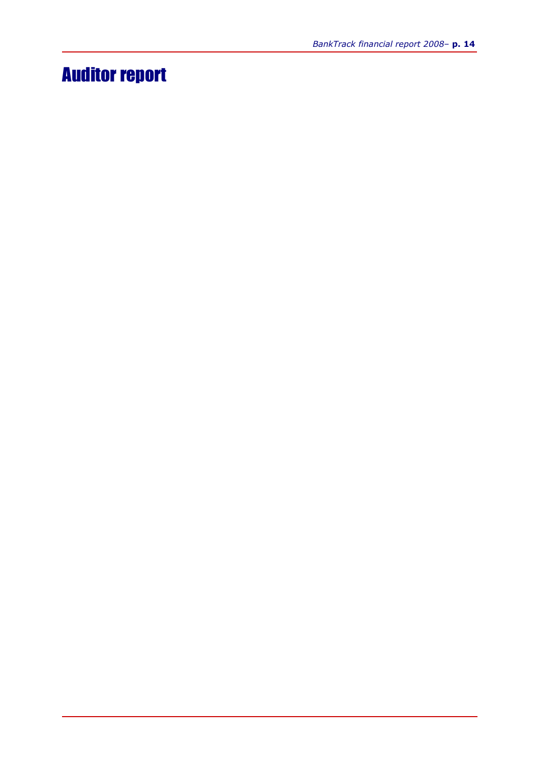# Auditor report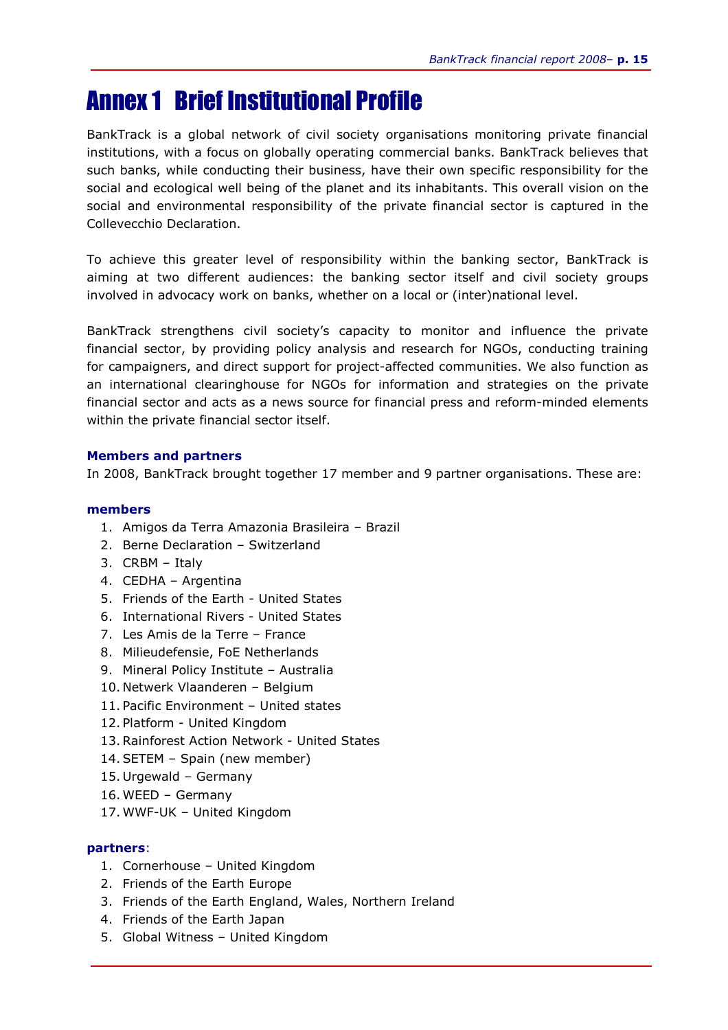# Annex 1 Brief Institutional Profile

BankTrack is a global network of civil society organisations monitoring private financial institutions, with a focus on globally operating commercial banks. BankTrack believes that such banks, while conducting their business, have their own specific responsibility for the social and ecological well being of the planet and its inhabitants. This overall vision on the social and environmental responsibility of the private financial sector is captured in the Collevecchio Declaration.

To achieve this greater level of responsibility within the banking sector, BankTrack is aiming at two different audiences: the banking sector itself and civil society groups involved in advocacy work on banks, whether on a local or (inter)national level.

BankTrack strengthens civil society's capacity to monitor and influence the private financial sector, by providing policy analysis and research for NGOs, conducting training for campaigners, and direct support for project-affected communities. We also function as an international clearinghouse for NGOs for information and strategies on the private financial sector and acts as a news source for financial press and reform-minded elements within the private financial sector itself.

**Members and partners**

In 2008, BankTrack brought together 17 member and 9 partner organisations. These are:

**members**

1. Amigos da Terra Amazonia Brasileira – Brazil
2. Berne Declaration – Switzerland
3. CRBM – Italy
4. CEDHA – Argentina
5. Friends of the Earth - United States
6. International Rivers - United States
7. Les Amis de la Terre – France
8. Milieudefensie, FoE Netherlands
9. Mineral Policy Institute – Australia
10. Netwerk Vlaanderen – Belgium
11. Pacific Environment – United states
12. Platform - United Kingdom
13. Rainforest Action Network - United States
14. SETEM – Spain (new member)
15. Urgewald – Germany
16. WEED – Germany
17. WWF-UK – United Kingdom

**partners**:

1. Cornerhouse – United Kingdom
2. Friends of the Earth Europe
3. Friends of the Earth England, Wales, Northern Ireland
4. Friends of the Earth Japan
5. Global Witness – United Kingdom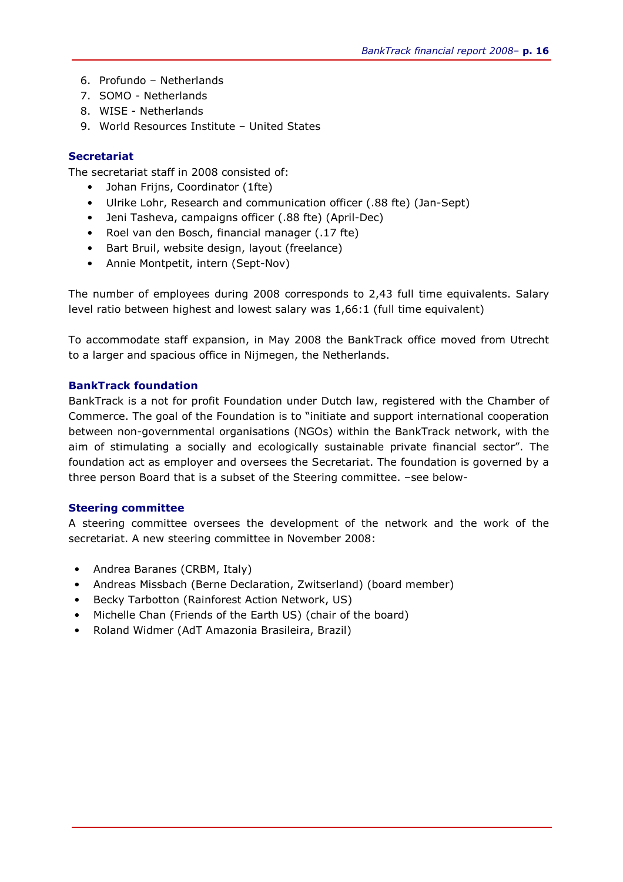6. Profundo – Netherlands
7. SOMO - Netherlands
8. WISE - Netherlands
9. World Resources Institute – United States

### Secretariat

The secretariat staff in 2008 consisted of:

- Johan Frijns, Coordinator (1fte)
- Ulrike Lohr, Research and communication officer (.88 fte) (Jan-Sept)
- Jeni Tasheva, campaigns officer (.88 fte) (April-Dec)
- Roel van den Bosch, financial manager (.17 fte)
- Bart Bruil, website design, layout (freelance)
- Annie Montpetit, intern (Sept-Nov)

The number of employees during 2008 corresponds to 2,43 full time equivalents. Salary level ratio between highest and lowest salary was 1,66:1 (full time equivalent)

To accommodate staff expansion, in May 2008 the BankTrack office moved from Utrecht to a larger and spacious office in Nijmegen, the Netherlands.

### BankTrack foundation

BankTrack is a not for profit Foundation under Dutch law, registered with the Chamber of Commerce. The goal of the Foundation is to "initiate and support international cooperation between non-governmental organisations (NGOs) within the BankTrack network, with the aim of stimulating a socially and ecologically sustainable private financial sector". The foundation act as employer and oversees the Secretariat. The foundation is governed by a three person Board that is a subset of the Steering committee. –see below-

### Steering committee

A steering committee oversees the development of the network and the work of the secretariat. A new steering committee in November 2008:

- Andrea Baranes (CRBM, Italy)
- Andreas Missbach (Berne Declaration, Zwitserland) (board member)
- Becky Tarbotton (Rainforest Action Network, US)
- Michelle Chan (Friends of the Earth US) (chair of the board)
- Roland Widmer (AdT Amazonia Brasileira, Brazil)